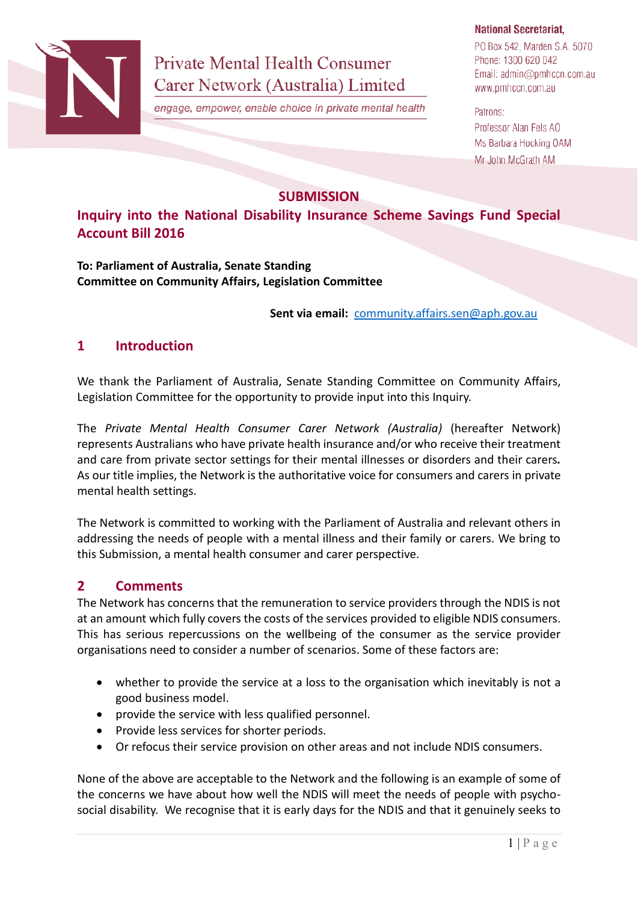Private Mental Health Consumer Carer Network (Australia) Limited

*engage, empower, enable choice in private mental health*

**National Secretariat,**

PO Box 542, Marden S.A. 5070
Phone: 1300 620 042
Email: admin@pmhccn.com.au
www.pmhccn.com.au

Patrons:
Professor Alan Fels AO
Ms Barbara Hocking OAM
Mr John McGrath AM

# SUBMISSION

## Inquiry into the National Disability Insurance Scheme Savings Fund Special Account Bill 2016

**To: Parliament of Australia, Senate Standing Committee on Community Affairs, Legislation Committee**

**Sent via email:** community.affairs.sen@aph.gov.au

## 1 Introduction

We thank the Parliament of Australia, Senate Standing Committee on Community Affairs, Legislation Committee for the opportunity to provide input into this Inquiry.

The *Private Mental Health Consumer Carer Network (Australia)* (hereafter Network) represents Australians who have private health insurance and/or who receive their treatment and care from private sector settings for their mental illnesses or disorders and their carers**.** As our title implies, the Network is the authoritative voice for consumers and carers in private mental health settings.

The Network is committed to working with the Parliament of Australia and relevant others in addressing the needs of people with a mental illness and their family or carers. We bring to this Submission, a mental health consumer and carer perspective.

## 2 Comments

The Network has concerns that the remuneration to service providers through the NDIS is not at an amount which fully covers the costs of the services provided to eligible NDIS consumers. This has serious repercussions on the wellbeing of the consumer as the service provider organisations need to consider a number of scenarios. Some of these factors are:

- whether to provide the service at a loss to the organisation which inevitably is not a good business model.
- provide the service with less qualified personnel.
- Provide less services for shorter periods.
- Or refocus their service provision on other areas and not include NDIS consumers.

None of the above are acceptable to the Network and the following is an example of some of the concerns we have about how well the NDIS will meet the needs of people with psycho-social disability. We recognise that it is early days for the NDIS and that it genuinely seeks to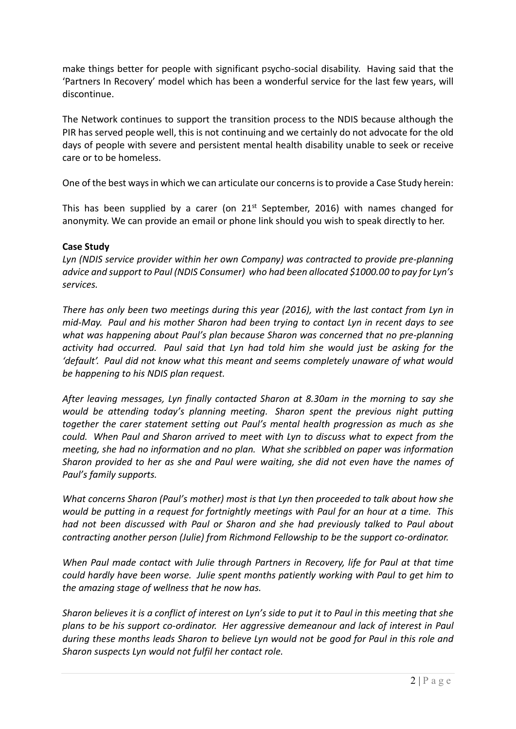make things better for people with significant psycho-social disability. Having said that the 'Partners In Recovery' model which has been a wonderful service for the last few years, will discontinue.

The Network continues to support the transition process to the NDIS because although the PIR has served people well, this is not continuing and we certainly do not advocate for the old days of people with severe and persistent mental health disability unable to seek or receive care or to be homeless.

One of the best ways in which we can articulate our concerns is to provide a Case Study herein:

This has been supplied by a carer (on 21st September, 2016) with names changed for anonymity. We can provide an email or phone link should you wish to speak directly to her.

**Case Study**

*Lyn (NDIS service provider within her own Company) was contracted to provide pre-planning advice and support to Paul (NDIS Consumer) who had been allocated $1000.00 to pay for Lyn's services.*

*There has only been two meetings during this year (2016), with the last contact from Lyn in mid-May. Paul and his mother Sharon had been trying to contact Lyn in recent days to see what was happening about Paul's plan because Sharon was concerned that no pre-planning activity had occurred. Paul said that Lyn had told him she would just be asking for the 'default'. Paul did not know what this meant and seems completely unaware of what would be happening to his NDIS plan request.*

*After leaving messages, Lyn finally contacted Sharon at 8.30am in the morning to say she would be attending today's planning meeting. Sharon spent the previous night putting together the carer statement setting out Paul's mental health progression as much as she could. When Paul and Sharon arrived to meet with Lyn to discuss what to expect from the meeting, she had no information and no plan. What she scribbled on paper was information Sharon provided to her as she and Paul were waiting, she did not even have the names of Paul's family supports.*

*What concerns Sharon (Paul's mother) most is that Lyn then proceeded to talk about how she would be putting in a request for fortnightly meetings with Paul for an hour at a time. This had not been discussed with Paul or Sharon and she had previously talked to Paul about contracting another person (Julie) from Richmond Fellowship to be the support co-ordinator.*

*When Paul made contact with Julie through Partners in Recovery, life for Paul at that time could hardly have been worse. Julie spent months patiently working with Paul to get him to the amazing stage of wellness that he now has.*

*Sharon believes it is a conflict of interest on Lyn's side to put it to Paul in this meeting that she plans to be his support co-ordinator. Her aggressive demeanour and lack of interest in Paul during these months leads Sharon to believe Lyn would not be good for Paul in this role and Sharon suspects Lyn would not fulfil her contact role.*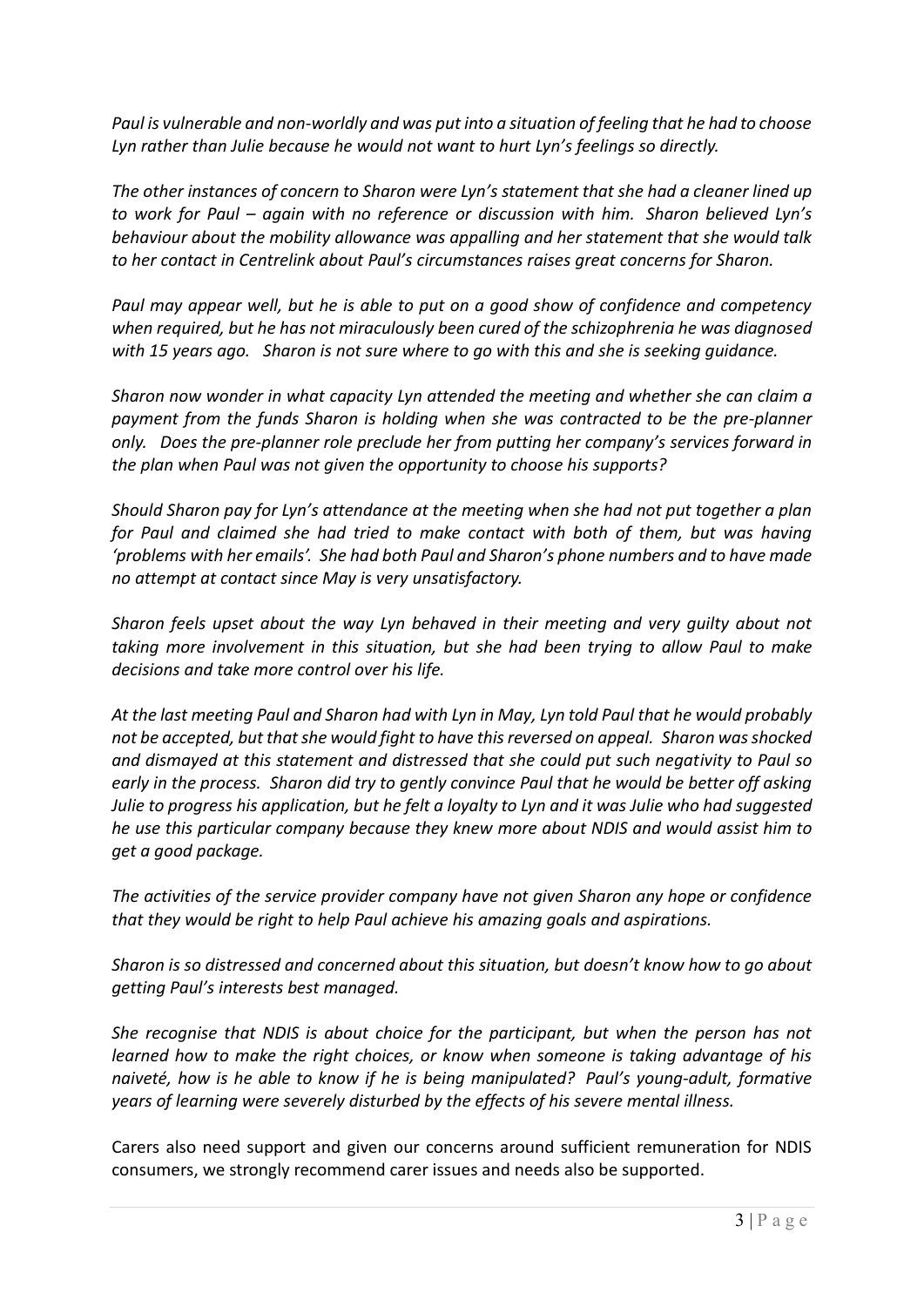*Paul is vulnerable and non-worldly and was put into a situation of feeling that he had to choose Lyn rather than Julie because he would not want to hurt Lyn's feelings so directly.*

*The other instances of concern to Sharon were Lyn's statement that she had a cleaner lined up to work for Paul – again with no reference or discussion with him. Sharon believed Lyn's behaviour about the mobility allowance was appalling and her statement that she would talk to her contact in Centrelink about Paul's circumstances raises great concerns for Sharon.*

*Paul may appear well, but he is able to put on a good show of confidence and competency when required, but he has not miraculously been cured of the schizophrenia he was diagnosed with 15 years ago. Sharon is not sure where to go with this and she is seeking guidance.*

*Sharon now wonder in what capacity Lyn attended the meeting and whether she can claim a payment from the funds Sharon is holding when she was contracted to be the pre-planner only. Does the pre-planner role preclude her from putting her company's services forward in the plan when Paul was not given the opportunity to choose his supports?*

*Should Sharon pay for Lyn's attendance at the meeting when she had not put together a plan for Paul and claimed she had tried to make contact with both of them, but was having 'problems with her emails'. She had both Paul and Sharon's phone numbers and to have made no attempt at contact since May is very unsatisfactory.*

*Sharon feels upset about the way Lyn behaved in their meeting and very guilty about not taking more involvement in this situation, but she had been trying to allow Paul to make decisions and take more control over his life.*

*At the last meeting Paul and Sharon had with Lyn in May, Lyn told Paul that he would probably not be accepted, but that she would fight to have this reversed on appeal. Sharon was shocked and dismayed at this statement and distressed that she could put such negativity to Paul so early in the process. Sharon did try to gently convince Paul that he would be better off asking Julie to progress his application, but he felt a loyalty to Lyn and it was Julie who had suggested he use this particular company because they knew more about NDIS and would assist him to get a good package.*

*The activities of the service provider company have not given Sharon any hope or confidence that they would be right to help Paul achieve his amazing goals and aspirations.*

*Sharon is so distressed and concerned about this situation, but doesn't know how to go about getting Paul's interests best managed.*

*She recognise that NDIS is about choice for the participant, but when the person has not learned how to make the right choices, or know when someone is taking advantage of his naiveté, how is he able to know if he is being manipulated? Paul's young-adult, formative years of learning were severely disturbed by the effects of his severe mental illness.*

Carers also need support and given our concerns around sufficient remuneration for NDIS consumers, we strongly recommend carer issues and needs also be supported.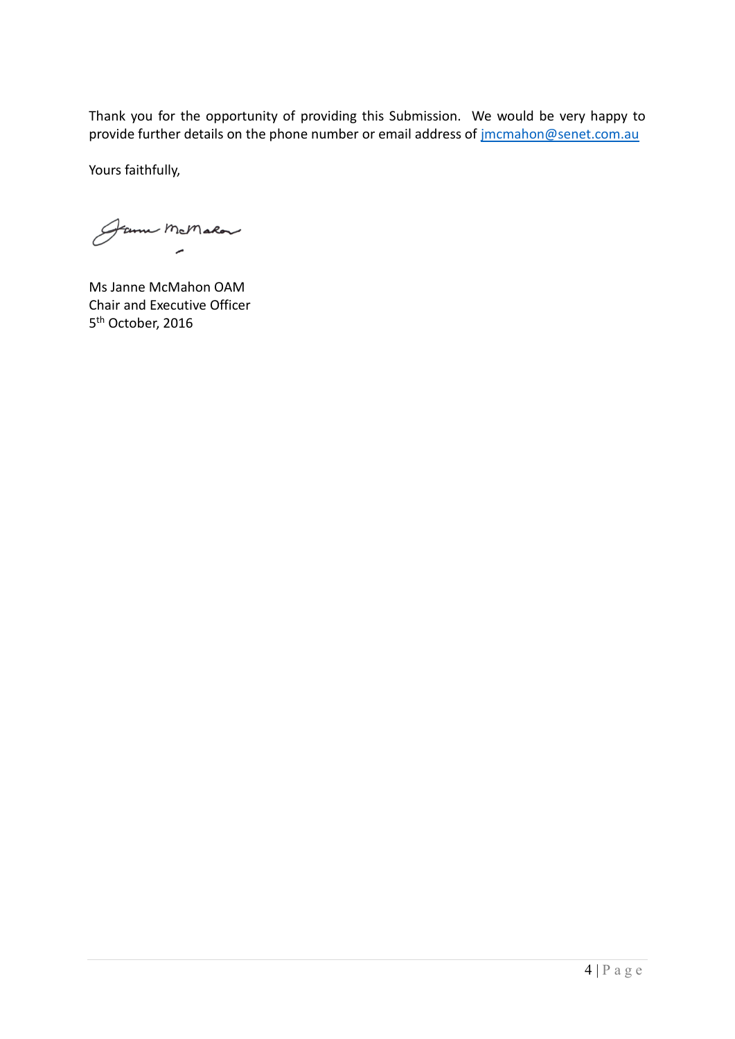Thank you for the opportunity of providing this Submission. We would be very happy to provide further details on the phone number or email address of jmcmahon@senet.com.au

Yours faithfully,

Ms Janne McMahon OAM
Chair and Executive Officer
5th October, 2016